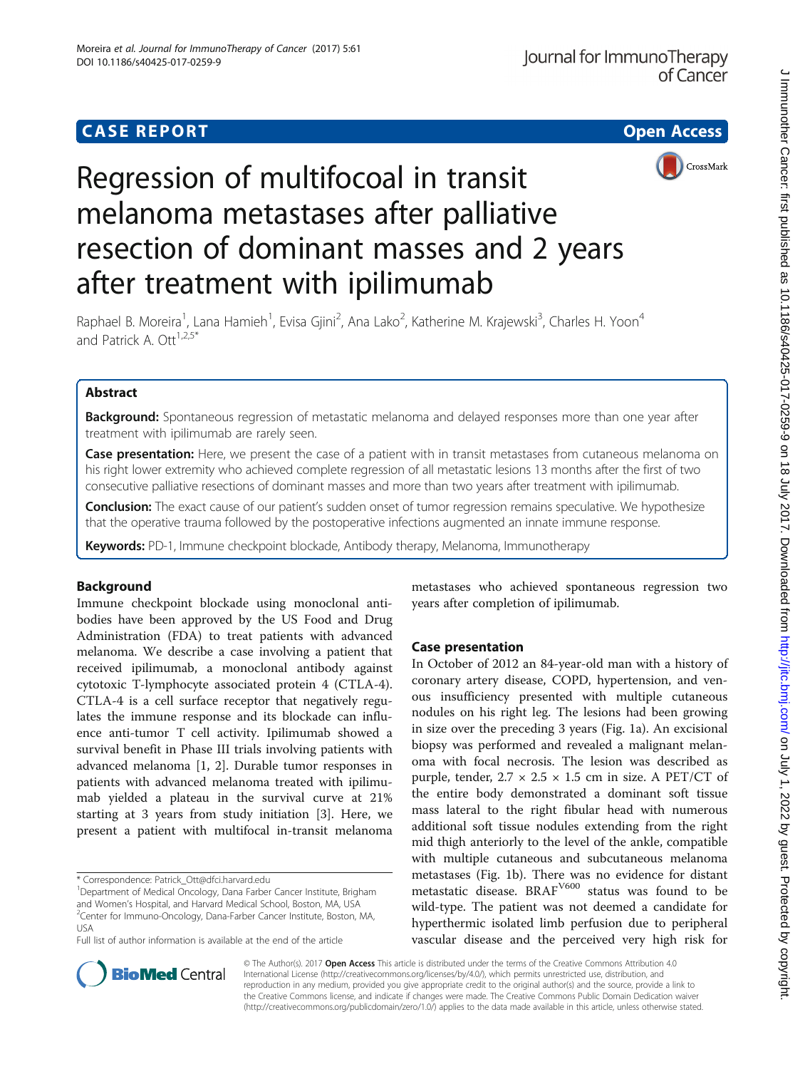CASE REPORT Open Access

# Regression of multifocoal in transit melanoma metastases after palliative resection of dominant masses and 2 years after treatment with ipilimumab

Raphael B. Moreira[1], Lana Hamieh[1], Evisa Gjini[2], Ana Lako[2], Katherine M. Krajewski[3], Charles H. Yoon[4] and Patrick A. Ott[1,2,5*]

## Abstract

**Background:** Spontaneous regression of metastatic melanoma and delayed responses more than one year after treatment with ipilimumab are rarely seen.

**Case presentation:** Here, we present the case of a patient with in transit metastases from cutaneous melanoma on his right lower extremity who achieved complete regression of all metastatic lesions 13 months after the first of two consecutive palliative resections of dominant masses and more than two years after treatment with ipilimumab.

**Conclusion:** The exact cause of our patient's sudden onset of tumor regression remains speculative. We hypothesize that the operative trauma followed by the postoperative infections augmented an innate immune response.

**Keywords:** PD-1, Immune checkpoint blockade, Antibody therapy, Melanoma, Immunotherapy

## Background

Immune checkpoint blockade using monoclonal antibodies have been approved by the US Food and Drug Administration (FDA) to treat patients with advanced melanoma. We describe a case involving a patient that received ipilimumab, a monoclonal antibody against cytotoxic T-lymphocyte associated protein 4 (CTLA-4). CTLA-4 is a cell surface receptor that negatively regulates the immune response and its blockade can influence anti-tumor T cell activity. Ipilimumab showed a survival benefit in Phase III trials involving patients with advanced melanoma [1, 2]. Durable tumor responses in patients with advanced melanoma treated with ipilimumab yielded a plateau in the survival curve at 21% starting at 3 years from study initiation [3]. Here, we present a patient with multifocal in-transit melanoma metastases who achieved spontaneous regression two years after completion of ipilimumab.

## Case presentation

In October of 2012 an 84-year-old man with a history of coronary artery disease, COPD, hypertension, and venous insufficiency presented with multiple cutaneous nodules on his right leg. The lesions had been growing in size over the preceding 3 years (Fig. 1a). An excisional biopsy was performed and revealed a malignant melanoma with focal necrosis. The lesion was described as purple, tender, 2.7 × 2.5 × 1.5 cm in size. A PET/CT of the entire body demonstrated a dominant soft tissue mass lateral to the right fibular head with numerous additional soft tissue nodules extending from the right mid thigh anteriorly to the level of the ankle, compatible with multiple cutaneous and subcutaneous melanoma metastases (Fig. 1b). There was no evidence for distant metastatic disease. BRAF$^{V600}$ status was found to be wild-type. The patient was not deemed a candidate for hyperthermic isolated limb perfusion due to peripheral vascular disease and the perceived very high risk for

\* Correspondence: Patrick_Ott@dfci.harvard.edu
[1]Department of Medical Oncology, Dana Farber Cancer Institute, Brigham and Women's Hospital, and Harvard Medical School, Boston, MA, USA
[2]Center for Immuno-Oncology, Dana-Farber Cancer Institute, Boston, MA, USA
Full list of author information is available at the end of the article

© The Author(s). 2017 **Open Access** This article is distributed under the terms of the Creative Commons Attribution 4.0 International License (http://creativecommons.org/licenses/by/4.0/), which permits unrestricted use, distribution, and reproduction in any medium, provided you give appropriate credit to the original author(s) and the source, provide a link to the Creative Commons license, and indicate if changes were made. The Creative Commons Public Domain Dedication waiver (http://creativecommons.org/publicdomain/zero/1.0/) applies to the data made available in this article, unless otherwise stated.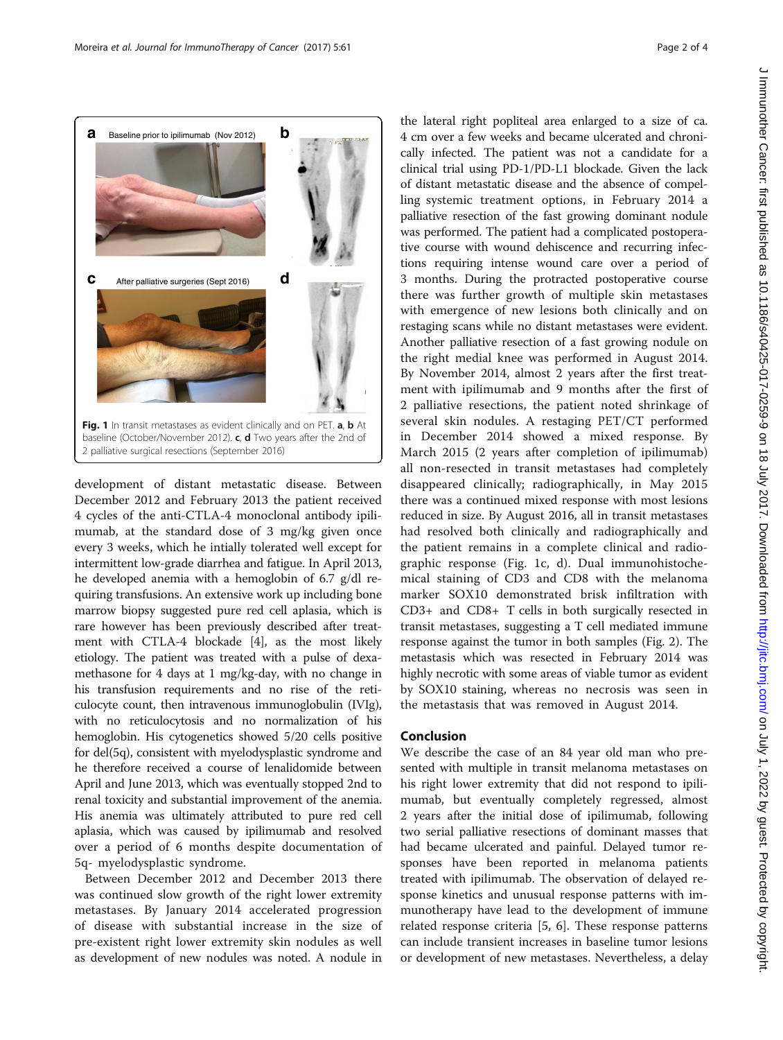Fig. 1 In transit metastases as evident clinically and on PET. **a**, **b** At baseline (October/November 2012). **c**, **d** Two years after the 2nd of 2 palliative surgical resections (September 2016)

development of distant metastatic disease. Between December 2012 and February 2013 the patient received 4 cycles of the anti-CTLA-4 monoclonal antibody ipilimumab, at the standard dose of 3 mg/kg given once every 3 weeks, which he intially tolerated well except for intermittent low-grade diarrhea and fatigue. In April 2013, he developed anemia with a hemoglobin of 6.7 g/dl requiring transfusions. An extensive work up including bone marrow biopsy suggested pure red cell aplasia, which is rare however has been previously described after treatment with CTLA-4 blockade [4], as the most likely etiology. The patient was treated with a pulse of dexamethasone for 4 days at 1 mg/kg-day, with no change in his transfusion requirements and no rise of the reticulocyte count, then intravenous immunoglobulin (IVIg), with no reticulocytosis and no normalization of his hemoglobin. His cytogenetics showed 5/20 cells positive for del(5q), consistent with myelodysplastic syndrome and he therefore received a course of lenalidomide between April and June 2013, which was eventually stopped 2nd to renal toxicity and substantial improvement of the anemia. His anemia was ultimately attributed to pure red cell aplasia, which was caused by ipilimumab and resolved over a period of 6 months despite documentation of 5q- myelodysplastic syndrome.

Between December 2012 and December 2013 there was continued slow growth of the right lower extremity metastases. By January 2014 accelerated progression of disease with substantial increase in the size of pre-existent right lower extremity skin nodules as well as development of new nodules was noted. A nodule in the lateral right popliteal area enlarged to a size of ca. 4 cm over a few weeks and became ulcerated and chronically infected. The patient was not a candidate for a clinical trial using PD-1/PD-L1 blockade. Given the lack of distant metastatic disease and the absence of compelling systemic treatment options, in February 2014 a palliative resection of the fast growing dominant nodule was performed. The patient had a complicated postoperative course with wound dehiscence and recurring infections requiring intense wound care over a period of 3 months. During the protracted postoperative course there was further growth of multiple skin metastases with emergence of new lesions both clinically and on restaging scans while no distant metastases were evident. Another palliative resection of a fast growing nodule on the right medial knee was performed in August 2014. By November 2014, almost 2 years after the first treatment with ipilimumab and 9 months after the first of 2 palliative resections, the patient noted shrinkage of several skin nodules. A restaging PET/CT performed in December 2014 showed a mixed response. By March 2015 (2 years after completion of ipilimumab) all non-resected in transit metastases had completely disappeared clinically; radiographically, in May 2015 there was a continued mixed response with most lesions reduced in size. By August 2016, all in transit metastases had resolved both clinically and radiographically and the patient remains in a complete clinical and radiographic response (Fig. 1c, d). Dual immunohistochemical staining of CD3 and CD8 with the melanoma marker SOX10 demonstrated brisk infiltration with CD3+ and CD8+ T cells in both surgically resected in transit metastases, suggesting a T cell mediated immune response against the tumor in both samples (Fig. 2). The metastasis which was resected in February 2014 was highly necrotic with some areas of viable tumor as evident by SOX10 staining, whereas no necrosis was seen in the metastasis that was removed in August 2014.

## Conclusion

We describe the case of an 84 year old man who presented with multiple in transit melanoma metastases on his right lower extremity that did not respond to ipilimumab, but eventually completely regressed, almost 2 years after the initial dose of ipilimumab, following two serial palliative resections of dominant masses that had became ulcerated and painful. Delayed tumor responses have been reported in melanoma patients treated with ipilimumab. The observation of delayed response kinetics and unusual response patterns with immunotherapy have lead to the development of immune related response criteria [5, 6]. These response patterns can include transient increases in baseline tumor lesions or development of new metastases. Nevertheless, a delay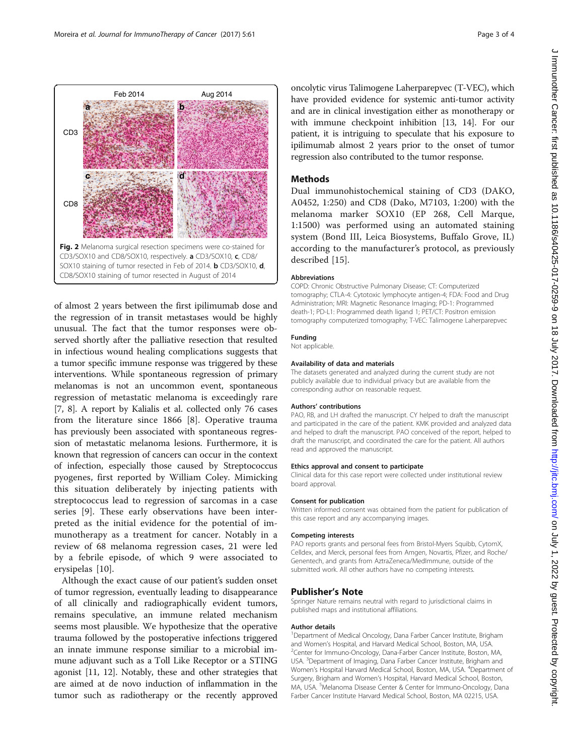Fig. 2 Melanoma surgical resection specimens were co-stained for CD3/SOX10 and CD8/SOX10, respectively. **a** CD3/SOX10, **c**, CD8/SOX10 staining of tumor resected in Feb of 2014. **b** CD3/SOX10, **d**, CD8/SOX10 staining of tumor resected in August of 2014

of almost 2 years between the first ipilimumab dose and the regression of in transit metastases would be highly unusual. The fact that the tumor responses were observed shortly after the palliative resection that resulted in infectious wound healing complications suggests that a tumor specific immune response was triggered by these interventions. While spontaneous regression of primary melanomas is not an uncommon event, spontaneous regression of metastatic melanoma is exceedingly rare [7, 8]. A report by Kalialis et al. collected only 76 cases from the literature since 1866 [8]. Operative trauma has previously been associated with spontaneous regression of metastatic melanoma lesions. Furthermore, it is known that regression of cancers can occur in the context of infection, especially those caused by Streptococcus pyogenes, first reported by William Coley. Mimicking this situation deliberately by injecting patients with streptococcus lead to regression of sarcomas in a case series [9]. These early observations have been interpreted as the initial evidence for the potential of immunotherapy as a treatment for cancer. Notably in a review of 68 melanoma regression cases, 21 were led by a febrile episode, of which 9 were associated to erysipelas [10].

Although the exact cause of our patient's sudden onset of tumor regression, eventually leading to disappearance of all clinically and radiographically evident tumors, remains speculative, an immune related mechanism seems most plausible. We hypothesize that the operative trauma followed by the postoperative infections triggered an innate immune response similiar to a microbial immune adjuvant such as a Toll Like Receptor or a STING agonist [11, 12]. Notably, these and other strategies that are aimed at de novo induction of inflammation in the tumor such as radiotherapy or the recently approved oncolytic virus Talimogene Laherparepvec (T-VEC), which have provided evidence for systemic anti-tumor activity and are in clinical investigation either as monotherapy or with immune checkpoint inhibition [13, 14]. For our patient, it is intriguing to speculate that his exposure to ipilimumab almost 2 years prior to the onset of tumor regression also contributed to the tumor response.

## Methods

Dual immunohistochemical staining of CD3 (DAKO, A0452, 1:250) and CD8 (Dako, M7103, 1:200) with the melanoma marker SOX10 (EP 268, Cell Marque, 1:1500) was performed using an automated staining system (Bond III, Leica Biosystems, Buffalo Grove, IL) according to the manufacturer's protocol, as previously described [15].

### Abbreviations

COPD: Chronic Obstructive Pulmonary Disease; CT: Computerized tomography; CTLA-4: Cytotoxic lymphocyte antigen-4; FDA: Food and Drug Administration; MRI: Magnetic Resonance Imaging; PD-1: Programmed death-1; PD-L1: Programmed death ligand 1; PET/CT: Positron emission tomography computerized tomography; T-VEC: Talimogene Laherparepvec

### Funding

Not applicable.

### Availability of data and materials

The datasets generated and analyzed during the current study are not publicly available due to individual privacy but are available from the corresponding author on reasonable request.

### Authors' contributions

PAO, RB, and LH drafted the manuscript. CY helped to draft the manuscript and participated in the care of the patient. KMK provided and analyzed data and helped to draft the manuscript. PAO conceived of the report, helped to draft the manuscript, and coordinated the care for the patient. All authors read and approved the manuscript.

### Ethics approval and consent to participate

Clinical data for this case report were collected under institutional review board approval.

### Consent for publication

Written informed consent was obtained from the patient for publication of this case report and any accompanying images.

### Competing interests

PAO reports grants and personal fees from Bristol-Myers Squibb, CytomX, Celldex, and Merck, personal fees from Amgen, Novartis, Pfizer, and Roche/Genentech, and grants from AztraZeneca/MedImmune, outside of the submitted work. All other authors have no competing interests.

## Publisher's Note

Springer Nature remains neutral with regard to jurisdictional claims in published maps and institutional affiliations.

### Author details

[1]Department of Medical Oncology, Dana Farber Cancer Institute, Brigham and Women's Hospital, and Harvard Medical School, Boston, MA, USA. [2]Center for Immuno-Oncology, Dana-Farber Cancer Institute, Boston, MA, USA. [3]Department of Imaging, Dana Farber Cancer Institute, Brigham and Women's Hospital Harvard Medical School, Boston, MA, USA. [4]Department of Surgery, Brigham and Women's Hospital, Harvard Medical School, Boston, MA, USA. [5]Melanoma Disease Center & Center for Immuno-Oncology, Dana Farber Cancer Institute Harvard Medical School, Boston, MA 02215, USA.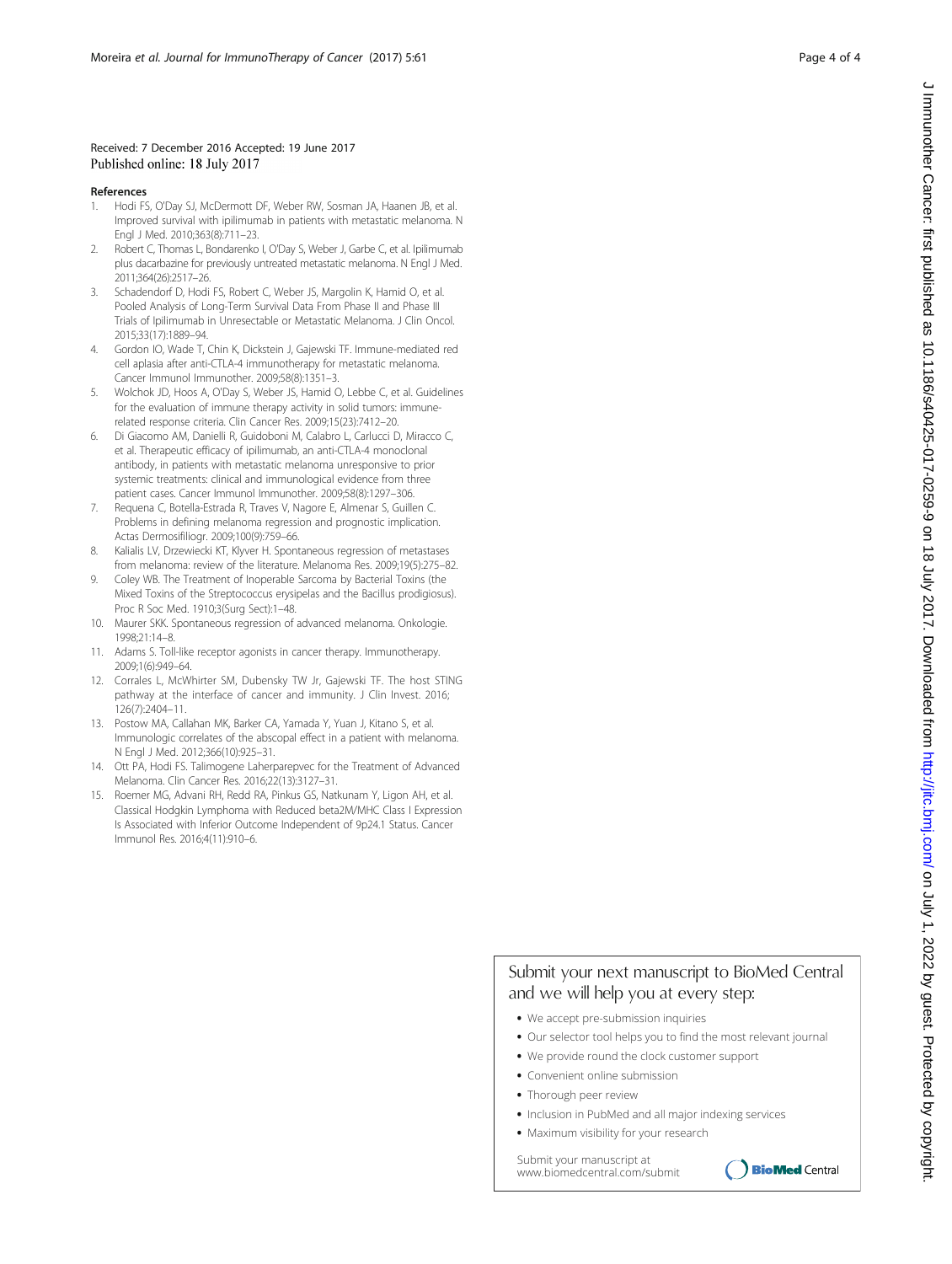Received: 7 December 2016 Accepted: 19 June 2017
Published online: 18 July 2017

## References

1. Hodi FS, O'Day SJ, McDermott DF, Weber RW, Sosman JA, Haanen JB, et al. Improved survival with ipilimumab in patients with metastatic melanoma. N Engl J Med. 2010;363(8):711–23.
2. Robert C, Thomas L, Bondarenko I, O'Day S, Weber J, Garbe C, et al. Ipilimumab plus dacarbazine for previously untreated metastatic melanoma. N Engl J Med. 2011;364(26):2517–26.
3. Schadendorf D, Hodi FS, Robert C, Weber JS, Margolin K, Hamid O, et al. Pooled Analysis of Long-Term Survival Data From Phase II and Phase III Trials of Ipilimumab in Unresectable or Metastatic Melanoma. J Clin Oncol. 2015;33(17):1889–94.
4. Gordon IO, Wade T, Chin K, Dickstein J, Gajewski TF. Immune-mediated red cell aplasia after anti-CTLA-4 immunotherapy for metastatic melanoma. Cancer Immunol Immunother. 2009;58(8):1351–3.
5. Wolchok JD, Hoos A, O'Day S, Weber JS, Hamid O, Lebbe C, et al. Guidelines for the evaluation of immune therapy activity in solid tumors: immune-related response criteria. Clin Cancer Res. 2009;15(23):7412–20.
6. Di Giacomo AM, Danielli R, Guidoboni M, Calabro L, Carlucci D, Miracco C, et al. Therapeutic efficacy of ipilimumab, an anti-CTLA-4 monoclonal antibody, in patients with metastatic melanoma unresponsive to prior systemic treatments: clinical and immunological evidence from three patient cases. Cancer Immunol Immunother. 2009;58(8):1297–306.
7. Requena C, Botella-Estrada R, Traves V, Nagore E, Almenar S, Guillen C. Problems in defining melanoma regression and prognostic implication. Actas Dermosifiliogr. 2009;100(9):759–66.
8. Kalialis LV, Drzewiecki KT, Klyver H. Spontaneous regression of metastases from melanoma: review of the literature. Melanoma Res. 2009;19(5):275–82.
9. Coley WB. The Treatment of Inoperable Sarcoma by Bacterial Toxins (the Mixed Toxins of the Streptococcus erysipelas and the Bacillus prodigiosus). Proc R Soc Med. 1910;3(Surg Sect):1–48.
10. Maurer SKK. Spontaneous regression of advanced melanoma. Onkologie. 1998;21:14–8.
11. Adams S. Toll-like receptor agonists in cancer therapy. Immunotherapy. 2009;1(6):949–64.
12. Corrales L, McWhirter SM, Dubensky TW Jr, Gajewski TF. The host STING pathway at the interface of cancer and immunity. J Clin Invest. 2016; 126(7):2404–11.
13. Postow MA, Callahan MK, Barker CA, Yamada Y, Yuan J, Kitano S, et al. Immunologic correlates of the abscopal effect in a patient with melanoma. N Engl J Med. 2012;366(10):925–31.
14. Ott PA, Hodi FS. Talimogene Laherparepvec for the Treatment of Advanced Melanoma. Clin Cancer Res. 2016;22(13):3127–31.
15. Roemer MG, Advani RH, Redd RA, Pinkus GS, Natkunam Y, Ligon AH, et al. Classical Hodgkin Lymphoma with Reduced beta2M/MHC Class I Expression Is Associated with Inferior Outcome Independent of 9p24.1 Status. Cancer Immunol Res. 2016;4(11):910–6.